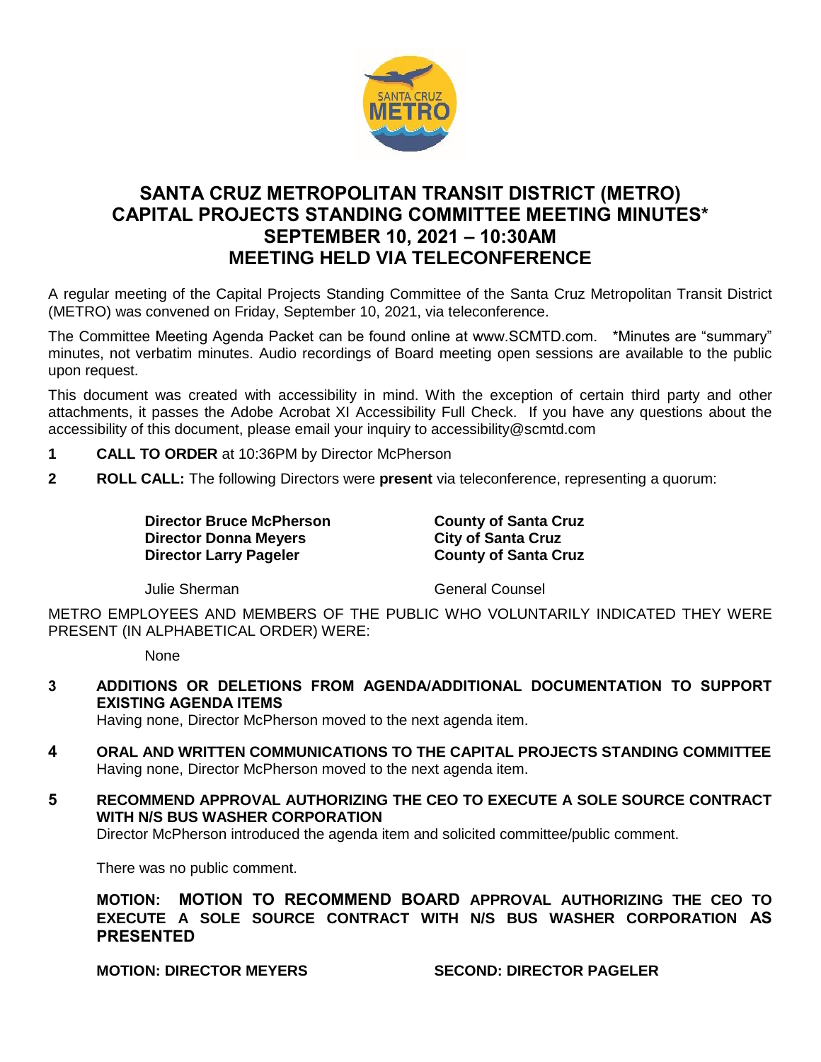# SANTA CRUZ METROPOLITAN TRANSIT DISTRICT (METRO) CAPITAL PROJECTS STANDING COMMITTEE MEETING MINUTES* SEPTEMBER 10, 2021 – 10:30AM MEETING HELD VIA TELECONFERENCE

A regular meeting of the Capital Projects Standing Committee of the Santa Cruz Metropolitan Transit District (METRO) was convened on Friday, September 10, 2021, via teleconference.

The Committee Meeting Agenda Packet can be found online at www.SCMTD.com. *Minutes are "summary" minutes, not verbatim minutes. Audio recordings of Board meeting open sessions are available to the public upon request.

This document was created with accessibility in mind. With the exception of certain third party and other attachments, it passes the Adobe Acrobat XI Accessibility Full Check. If you have any questions about the accessibility of this document, please email your inquiry to accessibility@scmtd.com

**1 CALL TO ORDER** at 10:36PM by Director McPherson

**2 ROLL CALL:** The following Directors were **present** via teleconference, representing a quorum:

| | |
|---|---|
| **Director Bruce McPherson** | **County of Santa Cruz** |
| **Director Donna Meyers** | **City of Santa Cruz** |
| **Director Larry Pageler** | **County of Santa Cruz** |
| Julie Sherman | General Counsel |

METRO EMPLOYEES AND MEMBERS OF THE PUBLIC WHO VOLUNTARILY INDICATED THEY WERE PRESENT (IN ALPHABETICAL ORDER) WERE:

None

**3 ADDITIONS OR DELETIONS FROM AGENDA/ADDITIONAL DOCUMENTATION TO SUPPORT EXISTING AGENDA ITEMS**

Having none, Director McPherson moved to the next agenda item.

**4 ORAL AND WRITTEN COMMUNICATIONS TO THE CAPITAL PROJECTS STANDING COMMITTEE**

Having none, Director McPherson moved to the next agenda item.

**5 RECOMMEND APPROVAL AUTHORIZING THE CEO TO EXECUTE A SOLE SOURCE CONTRACT WITH N/S BUS WASHER CORPORATION**

Director McPherson introduced the agenda item and solicited committee/public comment.

There was no public comment.

**MOTION: MOTION TO RECOMMEND BOARD APPROVAL AUTHORIZING THE CEO TO EXECUTE A SOLE SOURCE CONTRACT WITH N/S BUS WASHER CORPORATION AS PRESENTED**

**MOTION: DIRECTOR MEYERS** **SECOND: DIRECTOR PAGELER**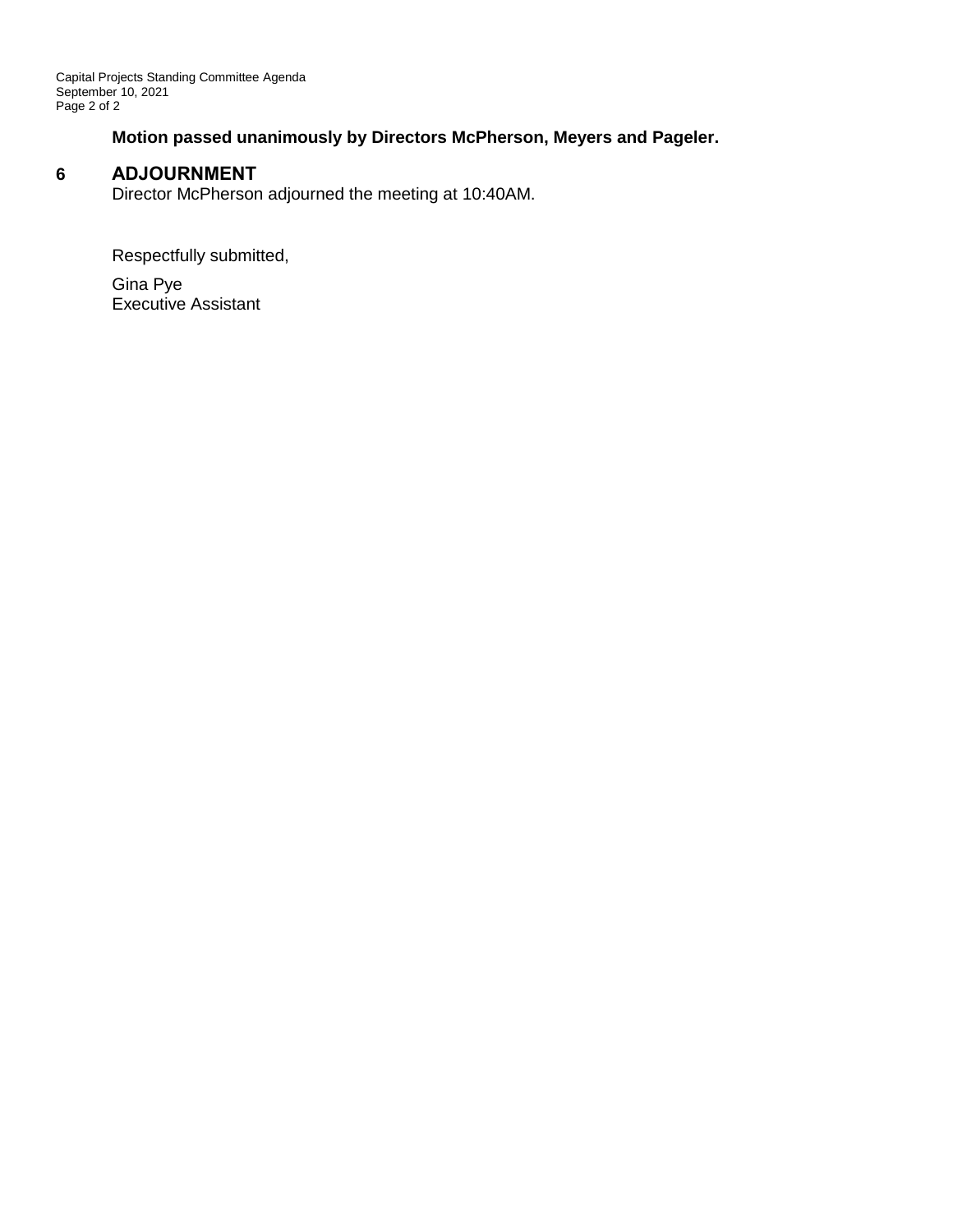**Motion passed unanimously by Directors McPherson, Meyers and Pageler.**

## 6 ADJOURNMENT

Director McPherson adjourned the meeting at 10:40AM.

Respectfully submitted,

Gina Pye
Executive Assistant